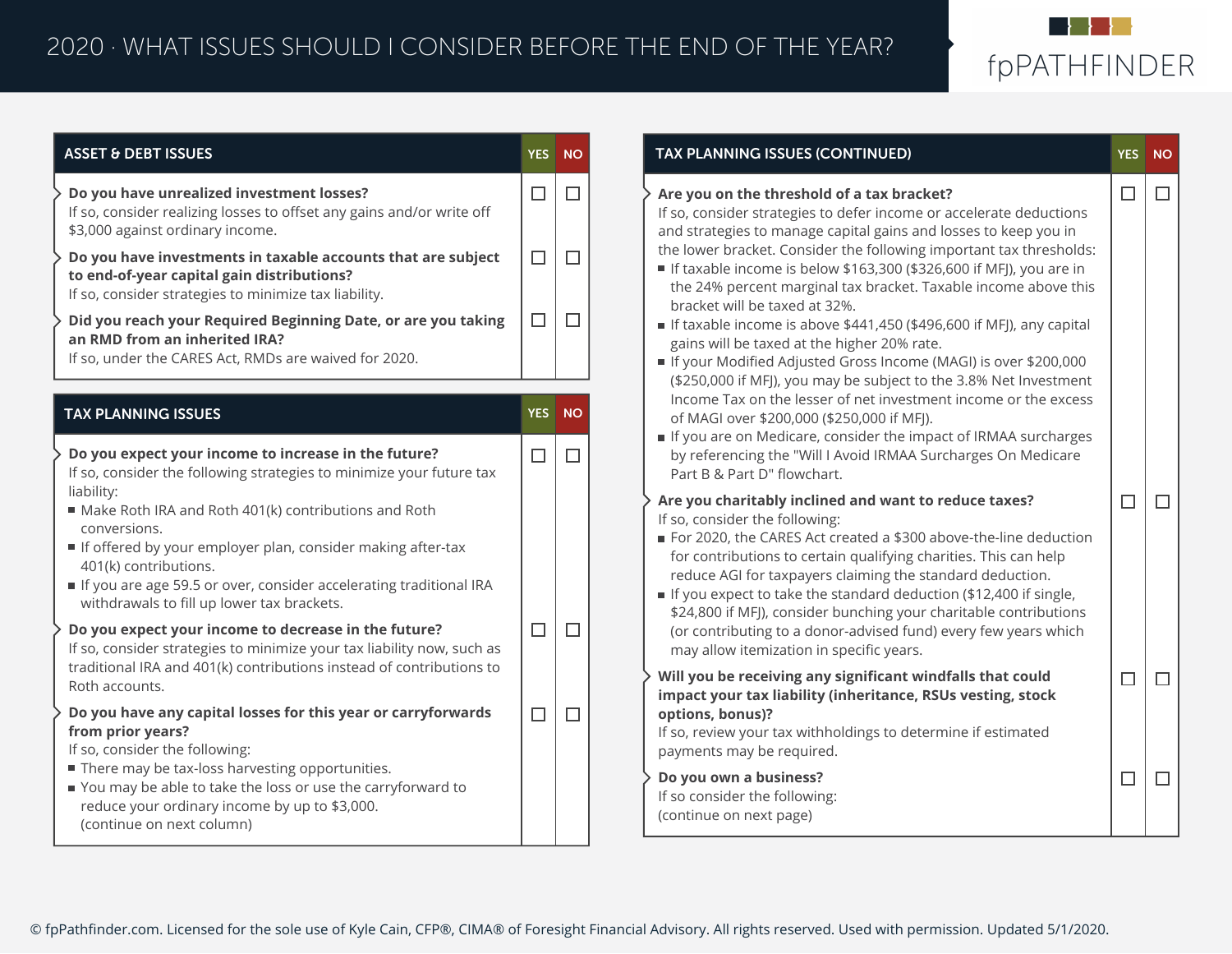# 2020 · WHAT ISSUES SHOULD I CONSIDER BEFORE THE END OF THE YEAR?

fpPATHFINDER

| ASSET & DEBT ISSUES | YES | NO |
|---|---|---|
| **Do you have unrealized investment losses?**<br>If so, consider realizing losses to offset any gains and/or write off $3,000 against ordinary income. | ☐ | ☐ |
| **Do you have investments in taxable accounts that are subject to end-of-year capital gain distributions?**<br>If so, consider strategies to minimize tax liability. | ☐ | ☐ |
| **Did you reach your Required Beginning Date, or are you taking an RMD from an inherited IRA?**<br>If so, under the CARES Act, RMDs are waived for 2020. | ☐ | ☐ |

| TAX PLANNING ISSUES | YES | NO |
|---|---|---|
| **Do you expect your income to increase in the future?**<br>If so, consider the following strategies to minimize your future tax liability:<br>■ Make Roth IRA and Roth 401(k) contributions and Roth conversions.<br>■ If offered by your employer plan, consider making after-tax 401(k) contributions.<br>■ If you are age 59.5 or over, consider accelerating traditional IRA withdrawals to fill up lower tax brackets. | ☐ | ☐ |
| **Do you expect your income to decrease in the future?**<br>If so, consider strategies to minimize your tax liability now, such as traditional IRA and 401(k) contributions instead of contributions to Roth accounts. | ☐ | ☐ |
| **Do you have any capital losses for this year or carryforwards from prior years?**<br>If so, consider the following:<br>■ There may be tax-loss harvesting opportunities.<br>■ You may be able to take the loss or use the carryforward to reduce your ordinary income by up to $3,000.<br>(continue on next column) | ☐ | ☐ |

| TAX PLANNING ISSUES (CONTINUED) | YES | NO |
|---|---|---|
| **Are you on the threshold of a tax bracket?**<br>If so, consider strategies to defer income or accelerate deductions and strategies to manage capital gains and losses to keep you in the lower bracket. Consider the following important tax thresholds:<br>■ If taxable income is below $163,300 ($326,600 if MFJ), you are in the 24% percent marginal tax bracket. Taxable income above this bracket will be taxed at 32%.<br>■ If taxable income is above $441,450 ($496,600 if MFJ), any capital gains will be taxed at the higher 20% rate.<br>■ If your Modified Adjusted Gross Income (MAGI) is over $200,000 ($250,000 if MFJ), you may be subject to the 3.8% Net Investment Income Tax on the lesser of net investment income or the excess of MAGI over $200,000 ($250,000 if MFJ).<br>■ If you are on Medicare, consider the impact of IRMAA surcharges by referencing the "Will I Avoid IRMAA Surcharges On Medicare Part B & Part D" flowchart. | ☐ | ☐ |
| **Are you charitably inclined and want to reduce taxes?**<br>If so, consider the following:<br>■ For 2020, the CARES Act created a $300 above-the-line deduction for contributions to certain qualifying charities. This can help reduce AGI for taxpayers claiming the standard deduction.<br>■ If you expect to take the standard deduction ($12,400 if single, $24,800 if MFJ), consider bunching your charitable contributions (or contributing to a donor-advised fund) every few years which may allow itemization in specific years. | ☐ | ☐ |
| **Will you be receiving any significant windfalls that could impact your tax liability (inheritance, RSUs vesting, stock options, bonus)?**<br>If so, review your tax withholdings to determine if estimated payments may be required. | ☐ | ☐ |
| **Do you own a business?**<br>If so consider the following:<br>(continue on next page) | ☐ | ☐ |

© fpPathfinder.com. Licensed for the sole use of Kyle Cain, CFP®, CIMA® of Foresight Financial Advisory. All rights reserved. Used with permission. Updated 5/1/2020.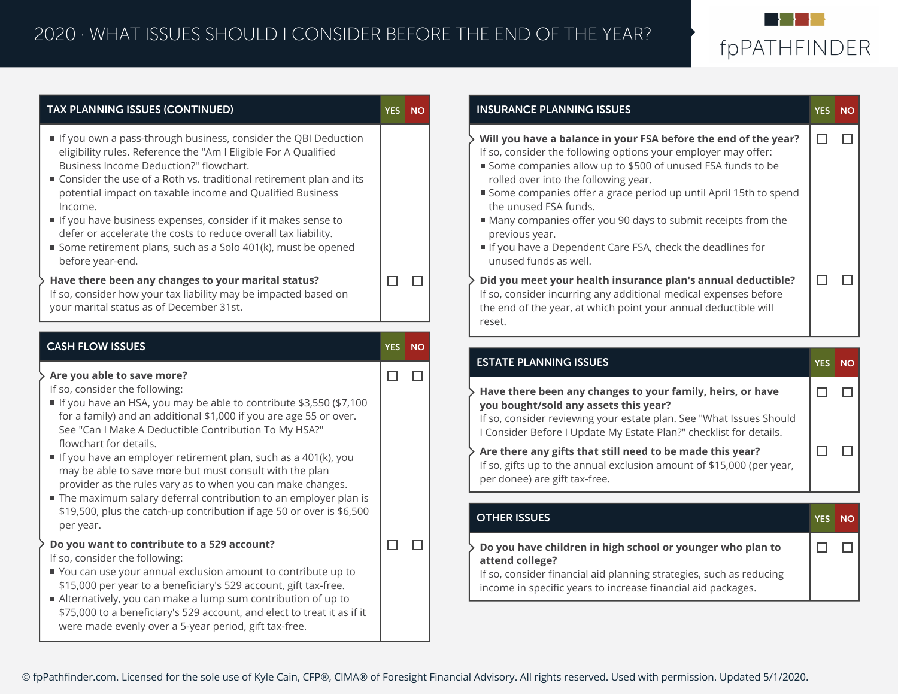# 2020 · WHAT ISSUES SHOULD I CONSIDER BEFORE THE END OF THE YEAR?

## TAX PLANNING ISSUES (CONTINUED)

- If you own a pass-through business, consider the QBI Deduction eligibility rules. Reference the "Am I Eligible For A Qualified Business Income Deduction?" flowchart.
- Consider the use of a Roth vs. traditional retirement plan and its potential impact on taxable income and Qualified Business Income.
- If you have business expenses, consider if it makes sense to defer or accelerate the costs to reduce overall tax liability.
- Some retirement plans, such as a Solo 401(k), must be opened before year-end.

**Have there been any changes to your marital status?** ☐ YES ☐ NO
If so, consider how your tax liability may be impacted based on your marital status as of December 31st.

## CASH FLOW ISSUES

**Are you able to save more?** ☐ YES ☐ NO
If so, consider the following:

- If you have an HSA, you may be able to contribute $3,550 ($7,100 for a family) and an additional $1,000 if you are age 55 or over. See "Can I Make A Deductible Contribution To My HSA?" flowchart for details.
- If you have an employer retirement plan, such as a 401(k), you may be able to save more but must consult with the plan provider as the rules vary as to when you can make changes.
- The maximum salary deferral contribution to an employer plan is $19,500, plus the catch-up contribution if age 50 or over is $6,500 per year.

**Do you want to contribute to a 529 account?** ☐ YES ☐ NO
If so, consider the following:

- You can use your annual exclusion amount to contribute up to $15,000 per year to a beneficiary's 529 account, gift tax-free.
- Alternatively, you can make a lump sum contribution of up to $75,000 to a beneficiary's 529 account, and elect to treat it as if it were made evenly over a 5-year period, gift tax-free.

## INSURANCE PLANNING ISSUES

**Will you have a balance in your FSA before the end of the year?** ☐ YES ☐ NO
If so, consider the following options your employer may offer:

- Some companies allow up to $500 of unused FSA funds to be rolled over into the following year.
- Some companies offer a grace period up until April 15th to spend the unused FSA funds.
- Many companies offer you 90 days to submit receipts from the previous year.
- If you have a Dependent Care FSA, check the deadlines for unused funds as well.

**Did you meet your health insurance plan's annual deductible?** ☐ YES ☐ NO
If so, consider incurring any additional medical expenses before the end of the year, at which point your annual deductible will reset.

## ESTATE PLANNING ISSUES

**Have there been any changes to your family, heirs, or have you bought/sold any assets this year?** ☐ YES ☐ NO
If so, consider reviewing your estate plan. See "What Issues Should I Consider Before I Update My Estate Plan?" checklist for details.

**Are there any gifts that still need to be made this year?** ☐ YES ☐ NO
If so, gifts up to the annual exclusion amount of $15,000 (per year, per donee) are gift tax-free.

## OTHER ISSUES

**Do you have children in high school or younger who plan to attend college?** ☐ YES ☐ NO
If so, consider financial aid planning strategies, such as reducing income in specific years to increase financial aid packages.

© fpPathfinder.com. Licensed for the sole use of Kyle Cain, CFP®, CIMA® of Foresight Financial Advisory. All rights reserved. Used with permission. Updated 5/1/2020.